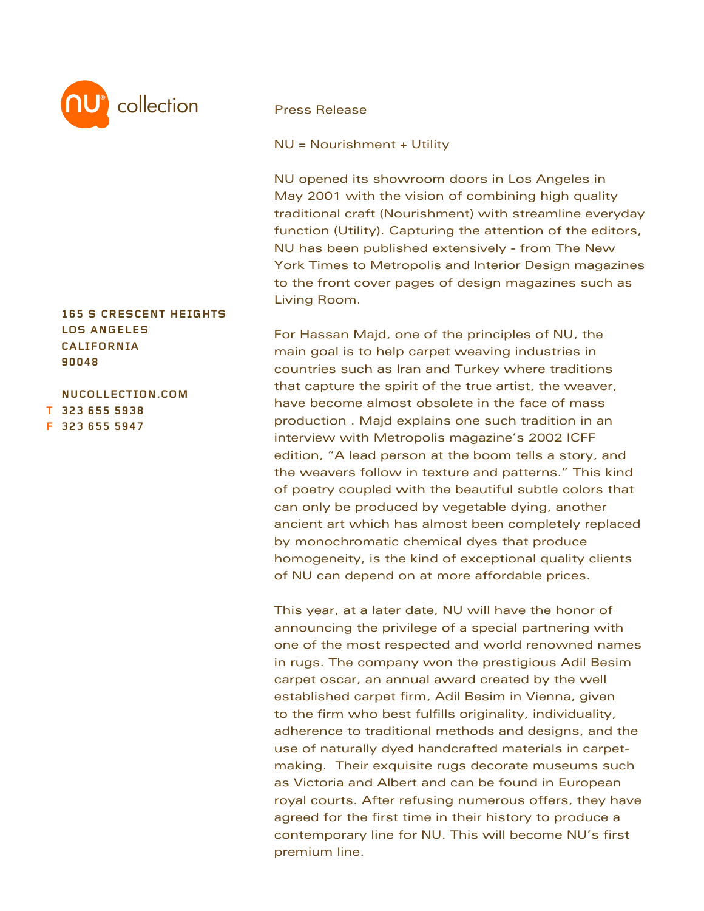NU® collection

165 S CRESCENT HEIGHTS
LOS ANGELES
CALIFORNIA
90048

NUCOLLECTION.COM
T 323 655 5938
F 323 655 5947

Press Release

NU = Nourishment + Utility

NU opened its showroom doors in Los Angeles in May 2001 with the vision of combining high quality traditional craft (Nourishment) with streamline everyday function (Utility). Capturing the attention of the editors, NU has been published extensively - from The New York Times to Metropolis and Interior Design magazines to the front cover pages of design magazines such as Living Room.

For Hassan Majd, one of the principles of NU, the main goal is to help carpet weaving industries in countries such as Iran and Turkey where traditions that capture the spirit of the true artist, the weaver, have become almost obsolete in the face of mass production . Majd explains one such tradition in an interview with Metropolis magazine's 2002 ICFF edition, "A lead person at the boom tells a story, and the weavers follow in texture and patterns." This kind of poetry coupled with the beautiful subtle colors that can only be produced by vegetable dying, another ancient art which has almost been completely replaced by monochromatic chemical dyes that produce homogeneity, is the kind of exceptional quality clients of NU can depend on at more affordable prices.

This year, at a later date, NU will have the honor of announcing the privilege of a special partnering with one of the most respected and world renowned names in rugs. The company won the prestigious Adil Besim carpet oscar, an annual award created by the well established carpet firm, Adil Besim in Vienna, given to the firm who best fulfills originality, individuality, adherence to traditional methods and designs, and the use of naturally dyed handcrafted materials in carpet-making. Their exquisite rugs decorate museums such as Victoria and Albert and can be found in European royal courts. After refusing numerous offers, they have agreed for the first time in their history to produce a contemporary line for NU. This will become NU's first premium line.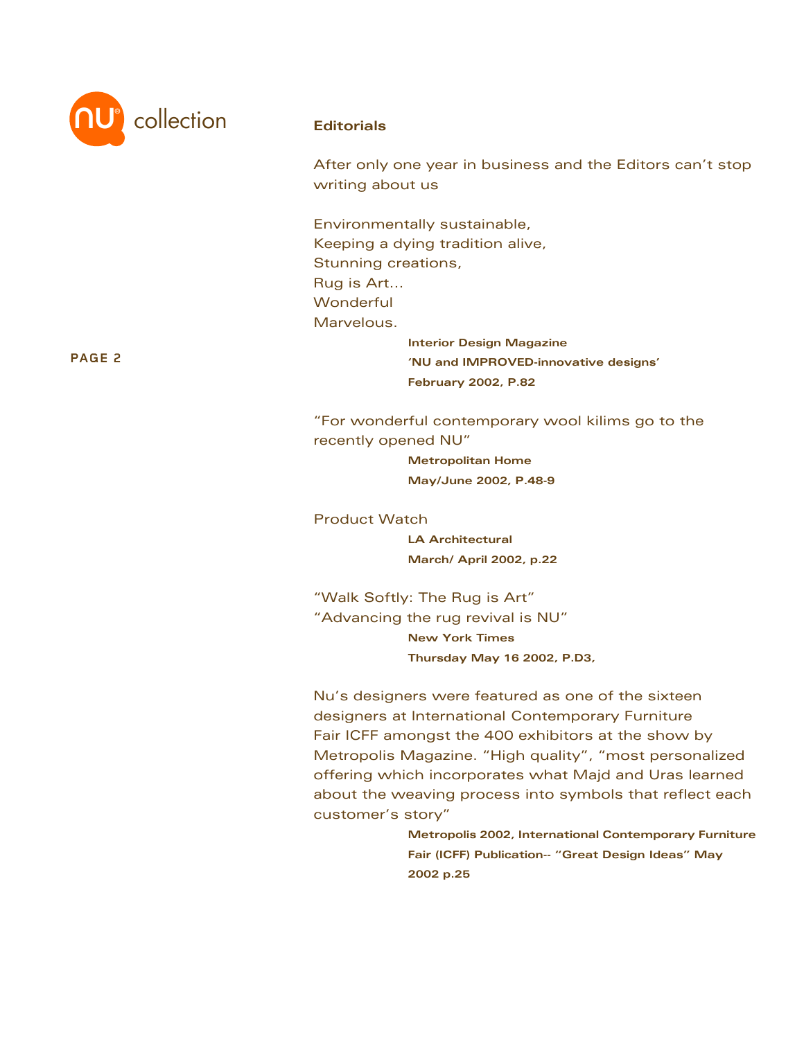## Editorials

After only one year in business and the Editors can't stop writing about us

Environmentally sustainable,
Keeping a dying tradition alive,
Stunning creations,
Rug is Art...
Wonderful
Marvelous.

> **Interior Design Magazine**
> **'NU and IMPROVED-innovative designs'**
> **February 2002, P.82**

"For wonderful contemporary wool kilims go to the recently opened NU"

> **Metropolitan Home**
> **May/June 2002, P.48-9**

Product Watch

> **LA Architectural**
> **March/ April 2002, p.22**

"Walk Softly: The Rug is Art"
"Advancing the rug revival is NU"

> **New York Times**
> **Thursday May 16 2002, P.D3,**

Nu's designers were featured as one of the sixteen designers at International Contemporary Furniture Fair ICFF amongst the 400 exhibitors at the show by Metropolis Magazine. "High quality", "most personalized offering which incorporates what Majd and Uras learned about the weaving process into symbols that reflect each customer's story"

> **Metropolis 2002, International Contemporary Furniture Fair (ICFF) Publication-- "Great Design Ideas" May 2002 p.25**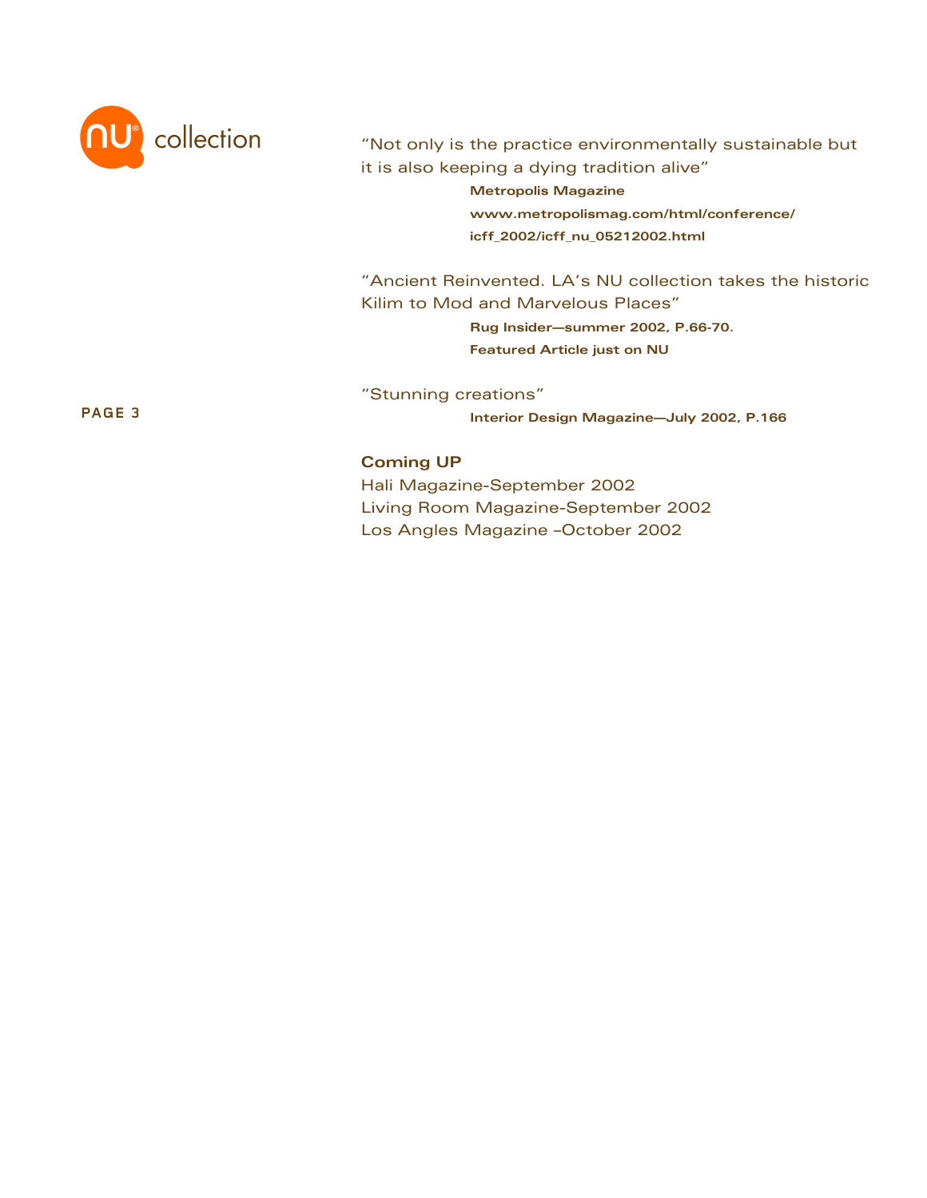nu® collection

"Not only is the practice environmentally sustainable but it is also keeping a dying tradition alive"

**Metropolis Magazine**
**www.metropolismag.com/html/conference/icff_2002/icff_nu_05212002.html**

"Ancient Reinvented. LA's NU collection takes the historic Kilim to Mod and Marvelous Places"

**Rug Insider—summer 2002, P.66-70.**
**Featured Article just on NU**

"Stunning creations"

**Interior Design Magazine—July 2002, P.166**

**Coming UP**

Hali Magazine-September 2002
Living Room Magazine-September 2002
Los Angles Magazine –October 2002